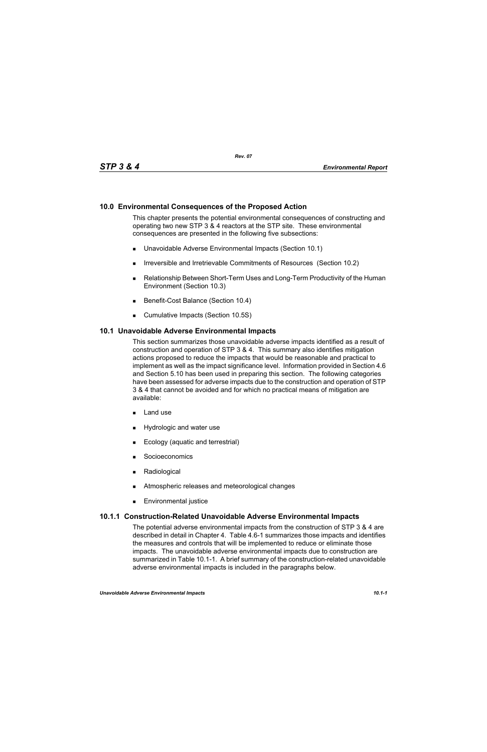# 10.0 Environmental Consequences of the Proposed Action

This chapter presents the potential environmental consequences of constructing and operating two new STP 3 & 4 reactors at the STP site. These environmental consequences are presented in the following five subsections:

- Unavoidable Adverse Environmental Impacts (Section 10.1)
- Irreversible and Irretrievable Commitments of Resources (Section 10.2)
- Relationship Between Short-Term Uses and Long-Term Productivity of the Human Environment (Section 10.3)
- Benefit-Cost Balance (Section 10.4)
- Cumulative Impacts (Section 10.5S)

## 10.1 Unavoidable Adverse Environmental Impacts

This section summarizes those unavoidable adverse impacts identified as a result of construction and operation of STP 3 & 4. This summary also identifies mitigation actions proposed to reduce the impacts that would be reasonable and practical to implement as well as the impact significance level. Information provided in Section 4.6 and Section 5.10 has been used in preparing this section. The following categories have been assessed for adverse impacts due to the construction and operation of STP 3 & 4 that cannot be avoided and for which no practical means of mitigation are available:

- Land use
- Hydrologic and water use
- Ecology (aquatic and terrestrial)
- Socioeconomics
- Radiological
- Atmospheric releases and meteorological changes
- Environmental justice

### 10.1.1 Construction-Related Unavoidable Adverse Environmental Impacts

The potential adverse environmental impacts from the construction of STP 3 & 4 are described in detail in Chapter 4. Table 4.6-1 summarizes those impacts and identifies the measures and controls that will be implemented to reduce or eliminate those impacts. The unavoidable adverse environmental impacts due to construction are summarized in Table 10.1-1. A brief summary of the construction-related unavoidable adverse environmental impacts is included in the paragraphs below.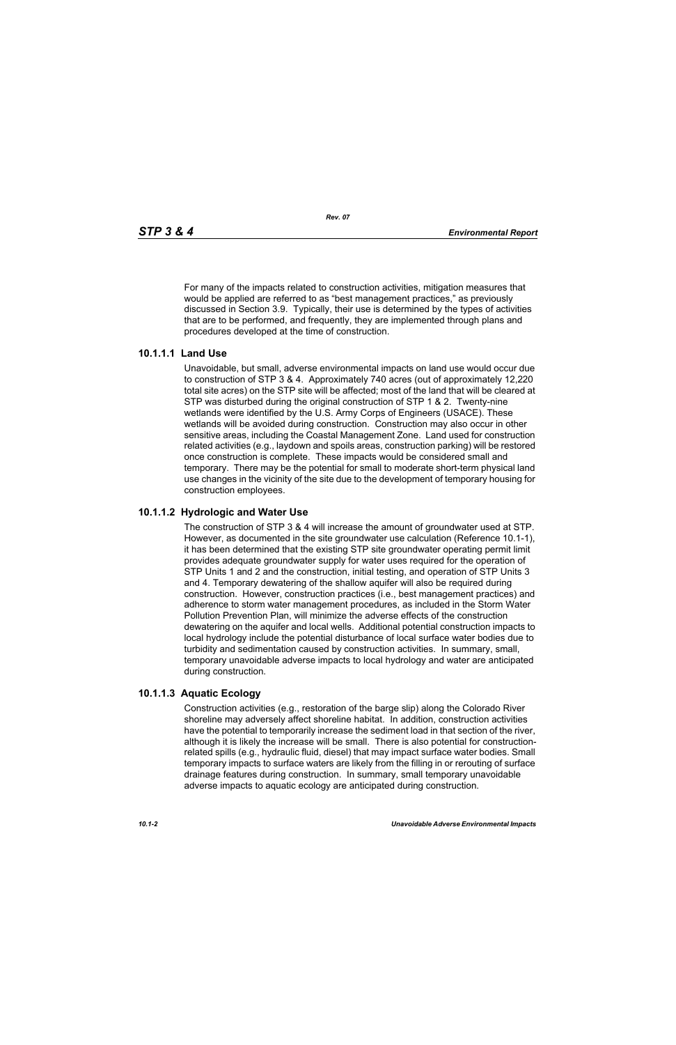For many of the impacts related to construction activities, mitigation measures that would be applied are referred to as "best management practices," as previously discussed in Section 3.9. Typically, their use is determined by the types of activities that are to be performed, and frequently, they are implemented through plans and procedures developed at the time of construction.

### 10.1.1.1 Land Use

Unavoidable, but small, adverse environmental impacts on land use would occur due to construction of STP 3 & 4. Approximately 740 acres (out of approximately 12,220 total site acres) on the STP site will be affected; most of the land that will be cleared at STP was disturbed during the original construction of STP 1 & 2. Twenty-nine wetlands were identified by the U.S. Army Corps of Engineers (USACE). These wetlands will be avoided during construction. Construction may also occur in other sensitive areas, including the Coastal Management Zone. Land used for construction related activities (e.g., laydown and spoils areas, construction parking) will be restored once construction is complete. These impacts would be considered small and temporary. There may be the potential for small to moderate short-term physical land use changes in the vicinity of the site due to the development of temporary housing for construction employees.

### 10.1.1.2 Hydrologic and Water Use

The construction of STP 3 & 4 will increase the amount of groundwater used at STP. However, as documented in the site groundwater use calculation (Reference 10.1-1), it has been determined that the existing STP site groundwater operating permit limit provides adequate groundwater supply for water uses required for the operation of STP Units 1 and 2 and the construction, initial testing, and operation of STP Units 3 and 4. Temporary dewatering of the shallow aquifer will also be required during construction. However, construction practices (i.e., best management practices) and adherence to storm water management procedures, as included in the Storm Water Pollution Prevention Plan, will minimize the adverse effects of the construction dewatering on the aquifer and local wells. Additional potential construction impacts to local hydrology include the potential disturbance of local surface water bodies due to turbidity and sedimentation caused by construction activities. In summary, small, temporary unavoidable adverse impacts to local hydrology and water are anticipated during construction.

### 10.1.1.3 Aquatic Ecology

Construction activities (e.g., restoration of the barge slip) along the Colorado River shoreline may adversely affect shoreline habitat. In addition, construction activities have the potential to temporarily increase the sediment load in that section of the river, although it is likely the increase will be small. There is also potential for construction-related spills (e.g., hydraulic fluid, diesel) that may impact surface water bodies. Small temporary impacts to surface waters are likely from the filling in or rerouting of surface drainage features during construction. In summary, small temporary unavoidable adverse impacts to aquatic ecology are anticipated during construction.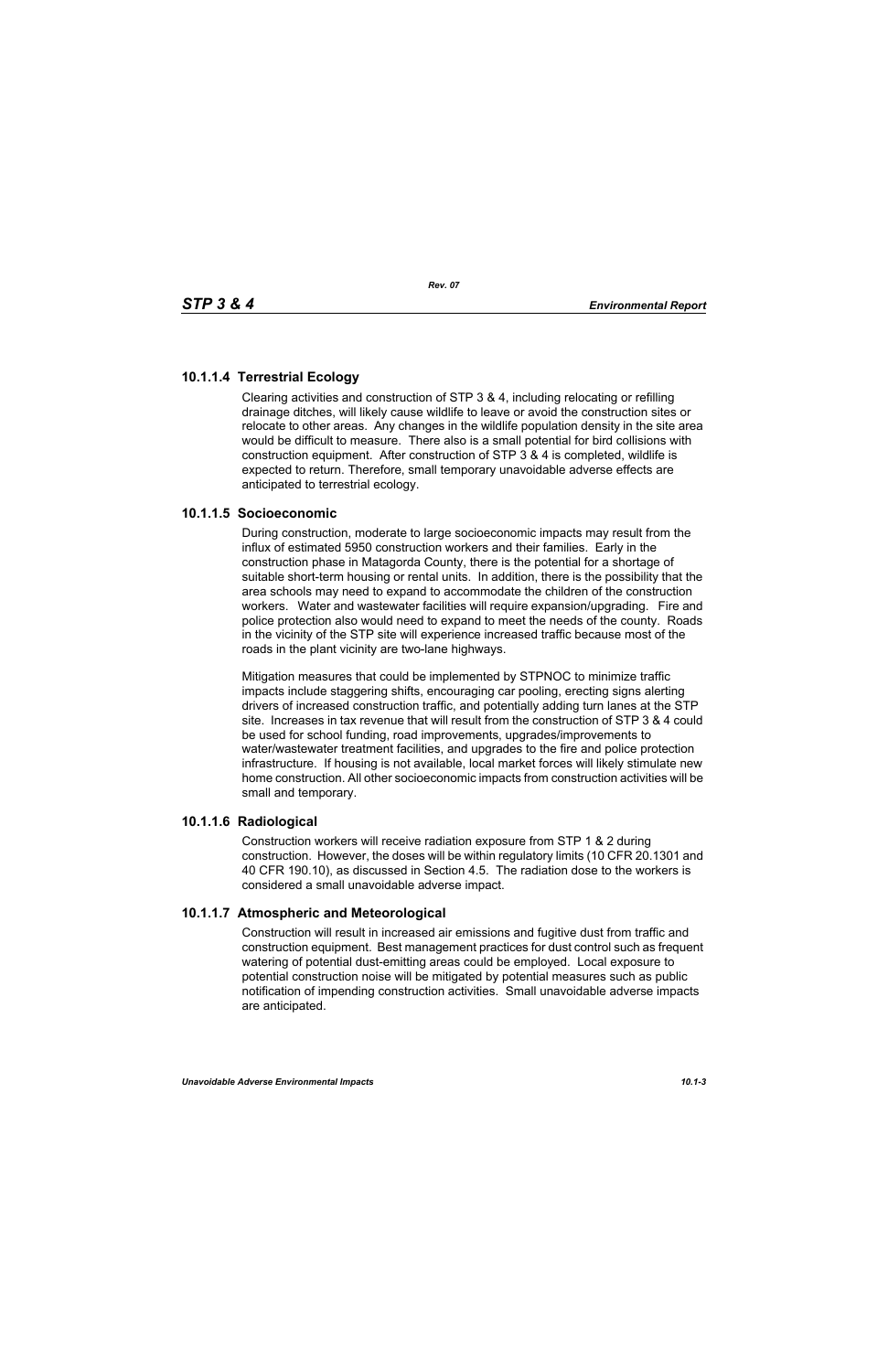### 10.1.1.4 Terrestrial Ecology

Clearing activities and construction of STP 3 & 4, including relocating or refilling drainage ditches, will likely cause wildlife to leave or avoid the construction sites or relocate to other areas. Any changes in the wildlife population density in the site area would be difficult to measure. There also is a small potential for bird collisions with construction equipment. After construction of STP 3 & 4 is completed, wildlife is expected to return. Therefore, small temporary unavoidable adverse effects are anticipated to terrestrial ecology.

### 10.1.1.5 Socioeconomic

During construction, moderate to large socioeconomic impacts may result from the influx of estimated 5950 construction workers and their families. Early in the construction phase in Matagorda County, there is the potential for a shortage of suitable short-term housing or rental units. In addition, there is the possibility that the area schools may need to expand to accommodate the children of the construction workers. Water and wastewater facilities will require expansion/upgrading. Fire and police protection also would need to expand to meet the needs of the county. Roads in the vicinity of the STP site will experience increased traffic because most of the roads in the plant vicinity are two-lane highways.

Mitigation measures that could be implemented by STPNOC to minimize traffic impacts include staggering shifts, encouraging car pooling, erecting signs alerting drivers of increased construction traffic, and potentially adding turn lanes at the STP site. Increases in tax revenue that will result from the construction of STP 3 & 4 could be used for school funding, road improvements, upgrades/improvements to water/wastewater treatment facilities, and upgrades to the fire and police protection infrastructure. If housing is not available, local market forces will likely stimulate new home construction. All other socioeconomic impacts from construction activities will be small and temporary.

### 10.1.1.6 Radiological

Construction workers will receive radiation exposure from STP 1 & 2 during construction. However, the doses will be within regulatory limits (10 CFR 20.1301 and 40 CFR 190.10), as discussed in Section 4.5. The radiation dose to the workers is considered a small unavoidable adverse impact.

### 10.1.1.7 Atmospheric and Meteorological

Construction will result in increased air emissions and fugitive dust from traffic and construction equipment. Best management practices for dust control such as frequent watering of potential dust-emitting areas could be employed. Local exposure to potential construction noise will be mitigated by potential measures such as public notification of impending construction activities. Small unavoidable adverse impacts are anticipated.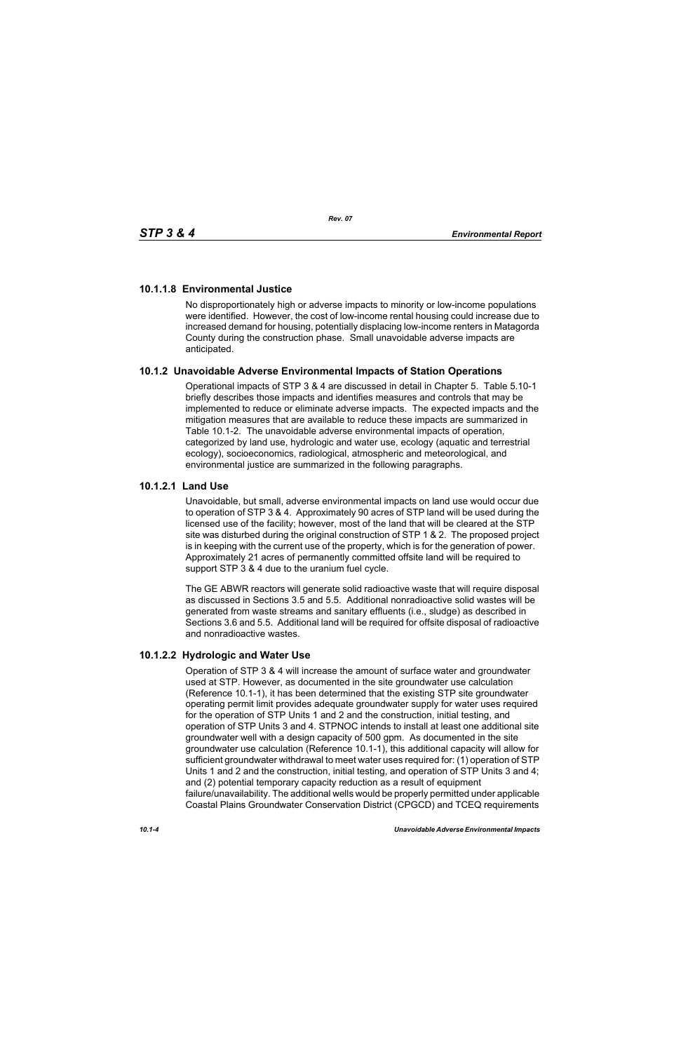### 10.1.1.8 Environmental Justice

No disproportionately high or adverse impacts to minority or low-income populations were identified. However, the cost of low-income rental housing could increase due to increased demand for housing, potentially displacing low-income renters in Matagorda County during the construction phase. Small unavoidable adverse impacts are anticipated.

## 10.1.2 Unavoidable Adverse Environmental Impacts of Station Operations

Operational impacts of STP 3 & 4 are discussed in detail in Chapter 5. Table 5.10-1 briefly describes those impacts and identifies measures and controls that may be implemented to reduce or eliminate adverse impacts. The expected impacts and the mitigation measures that are available to reduce these impacts are summarized in Table 10.1-2. The unavoidable adverse environmental impacts of operation, categorized by land use, hydrologic and water use, ecology (aquatic and terrestrial ecology), socioeconomics, radiological, atmospheric and meteorological, and environmental justice are summarized in the following paragraphs.

### 10.1.2.1 Land Use

Unavoidable, but small, adverse environmental impacts on land use would occur due to operation of STP 3 & 4. Approximately 90 acres of STP land will be used during the licensed use of the facility; however, most of the land that will be cleared at the STP site was disturbed during the original construction of STP 1 & 2. The proposed project is in keeping with the current use of the property, which is for the generation of power. Approximately 21 acres of permanently committed offsite land will be required to support STP 3 & 4 due to the uranium fuel cycle.

The GE ABWR reactors will generate solid radioactive waste that will require disposal as discussed in Sections 3.5 and 5.5. Additional nonradioactive solid wastes will be generated from waste streams and sanitary effluents (i.e., sludge) as described in Sections 3.6 and 5.5. Additional land will be required for offsite disposal of radioactive and nonradioactive wastes.

### 10.1.2.2 Hydrologic and Water Use

Operation of STP 3 & 4 will increase the amount of surface water and groundwater used at STP. However, as documented in the site groundwater use calculation (Reference 10.1-1), it has been determined that the existing STP site groundwater operating permit limit provides adequate groundwater supply for water uses required for the operation of STP Units 1 and 2 and the construction, initial testing, and operation of STP Units 3 and 4. STPNOC intends to install at least one additional site groundwater well with a design capacity of 500 gpm. As documented in the site groundwater use calculation (Reference 10.1-1), this additional capacity will allow for sufficient groundwater withdrawal to meet water uses required for: (1) operation of STP Units 1 and 2 and the construction, initial testing, and operation of STP Units 3 and 4; and (2) potential temporary capacity reduction as a result of equipment failure/unavailability. The additional wells would be properly permitted under applicable Coastal Plains Groundwater Conservation District (CPGCD) and TCEQ requirements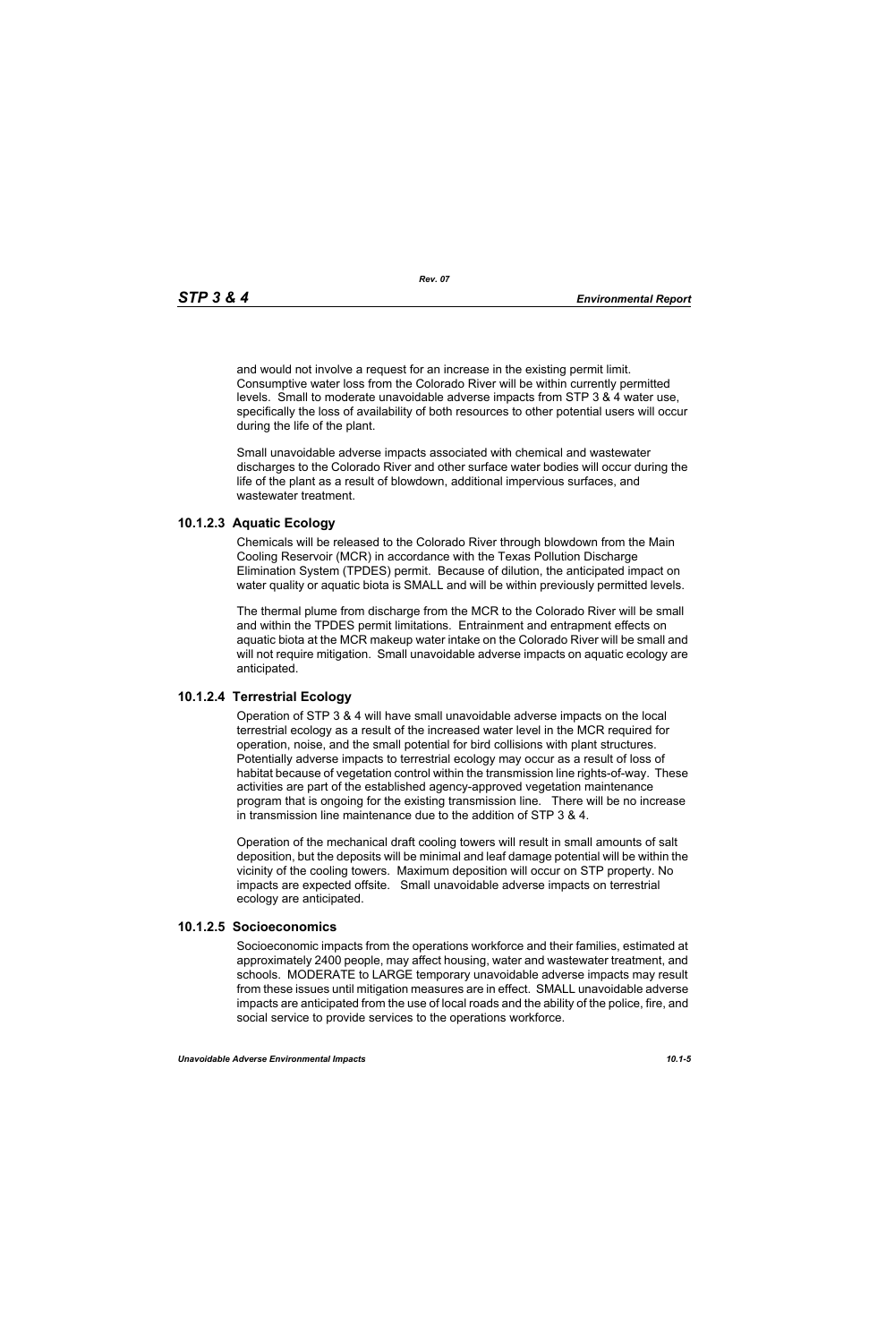and would not involve a request for an increase in the existing permit limit. Consumptive water loss from the Colorado River will be within currently permitted levels. Small to moderate unavoidable adverse impacts from STP 3 & 4 water use, specifically the loss of availability of both resources to other potential users will occur during the life of the plant.

Small unavoidable adverse impacts associated with chemical and wastewater discharges to the Colorado River and other surface water bodies will occur during the life of the plant as a result of blowdown, additional impervious surfaces, and wastewater treatment.

### 10.1.2.3 Aquatic Ecology

Chemicals will be released to the Colorado River through blowdown from the Main Cooling Reservoir (MCR) in accordance with the Texas Pollution Discharge Elimination System (TPDES) permit. Because of dilution, the anticipated impact on water quality or aquatic biota is SMALL and will be within previously permitted levels.

The thermal plume from discharge from the MCR to the Colorado River will be small and within the TPDES permit limitations. Entrainment and entrapment effects on aquatic biota at the MCR makeup water intake on the Colorado River will be small and will not require mitigation. Small unavoidable adverse impacts on aquatic ecology are anticipated.

### 10.1.2.4 Terrestrial Ecology

Operation of STP 3 & 4 will have small unavoidable adverse impacts on the local terrestrial ecology as a result of the increased water level in the MCR required for operation, noise, and the small potential for bird collisions with plant structures. Potentially adverse impacts to terrestrial ecology may occur as a result of loss of habitat because of vegetation control within the transmission line rights-of-way. These activities are part of the established agency-approved vegetation maintenance program that is ongoing for the existing transmission line. There will be no increase in transmission line maintenance due to the addition of STP 3 & 4.

Operation of the mechanical draft cooling towers will result in small amounts of salt deposition, but the deposits will be minimal and leaf damage potential will be within the vicinity of the cooling towers. Maximum deposition will occur on STP property. No impacts are expected offsite. Small unavoidable adverse impacts on terrestrial ecology are anticipated.

### 10.1.2.5 Socioeconomics

Socioeconomic impacts from the operations workforce and their families, estimated at approximately 2400 people, may affect housing, water and wastewater treatment, and schools. MODERATE to LARGE temporary unavoidable adverse impacts may result from these issues until mitigation measures are in effect. SMALL unavoidable adverse impacts are anticipated from the use of local roads and the ability of the police, fire, and social service to provide services to the operations workforce.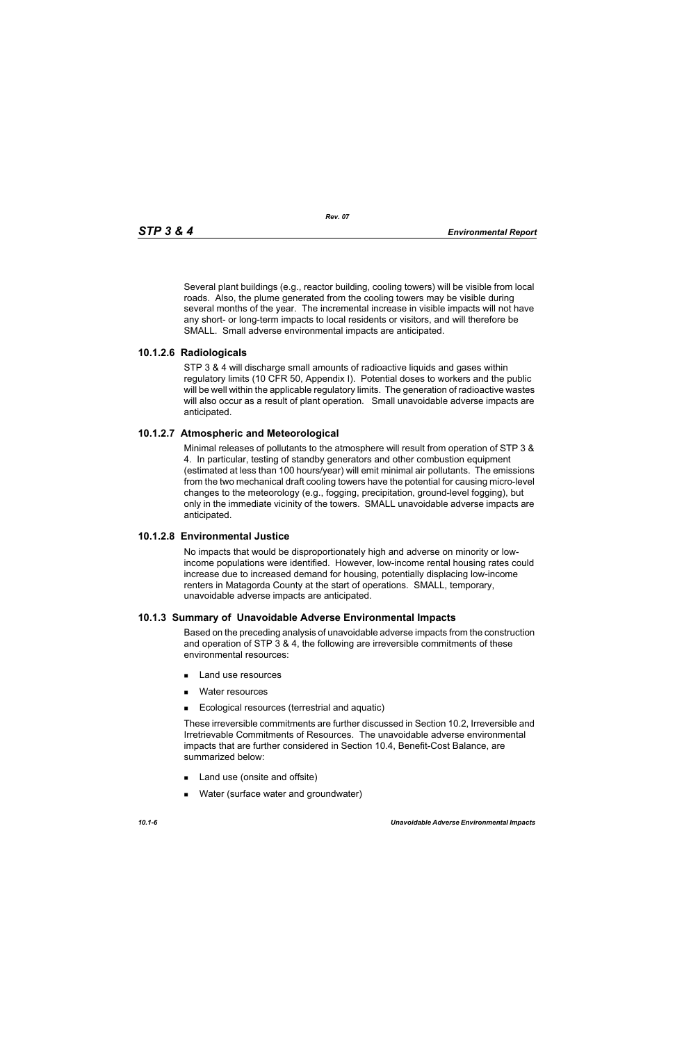Several plant buildings (e.g., reactor building, cooling towers) will be visible from local roads. Also, the plume generated from the cooling towers may be visible during several months of the year. The incremental increase in visible impacts will not have any short- or long-term impacts to local residents or visitors, and will therefore be SMALL. Small adverse environmental impacts are anticipated.

### 10.1.2.6 Radiologicals

STP 3 & 4 will discharge small amounts of radioactive liquids and gases within regulatory limits (10 CFR 50, Appendix I). Potential doses to workers and the public will be well within the applicable regulatory limits. The generation of radioactive wastes will also occur as a result of plant operation. Small unavoidable adverse impacts are anticipated.

### 10.1.2.7 Atmospheric and Meteorological

Minimal releases of pollutants to the atmosphere will result from operation of STP 3 & 4. In particular, testing of standby generators and other combustion equipment (estimated at less than 100 hours/year) will emit minimal air pollutants. The emissions from the two mechanical draft cooling towers have the potential for causing micro-level changes to the meteorology (e.g., fogging, precipitation, ground-level fogging), but only in the immediate vicinity of the towers. SMALL unavoidable adverse impacts are anticipated.

### 10.1.2.8 Environmental Justice

No impacts that would be disproportionately high and adverse on minority or low-income populations were identified. However, low-income rental housing rates could increase due to increased demand for housing, potentially displacing low-income renters in Matagorda County at the start of operations. SMALL, temporary, unavoidable adverse impacts are anticipated.

## 10.1.3 Summary of Unavoidable Adverse Environmental Impacts

Based on the preceding analysis of unavoidable adverse impacts from the construction and operation of STP 3 & 4, the following are irreversible commitments of these environmental resources:

- Land use resources
- Water resources
- Ecological resources (terrestrial and aquatic)

These irreversible commitments are further discussed in Section 10.2, Irreversible and Irretrievable Commitments of Resources. The unavoidable adverse environmental impacts that are further considered in Section 10.4, Benefit-Cost Balance, are summarized below:

- Land use (onsite and offsite)
- Water (surface water and groundwater)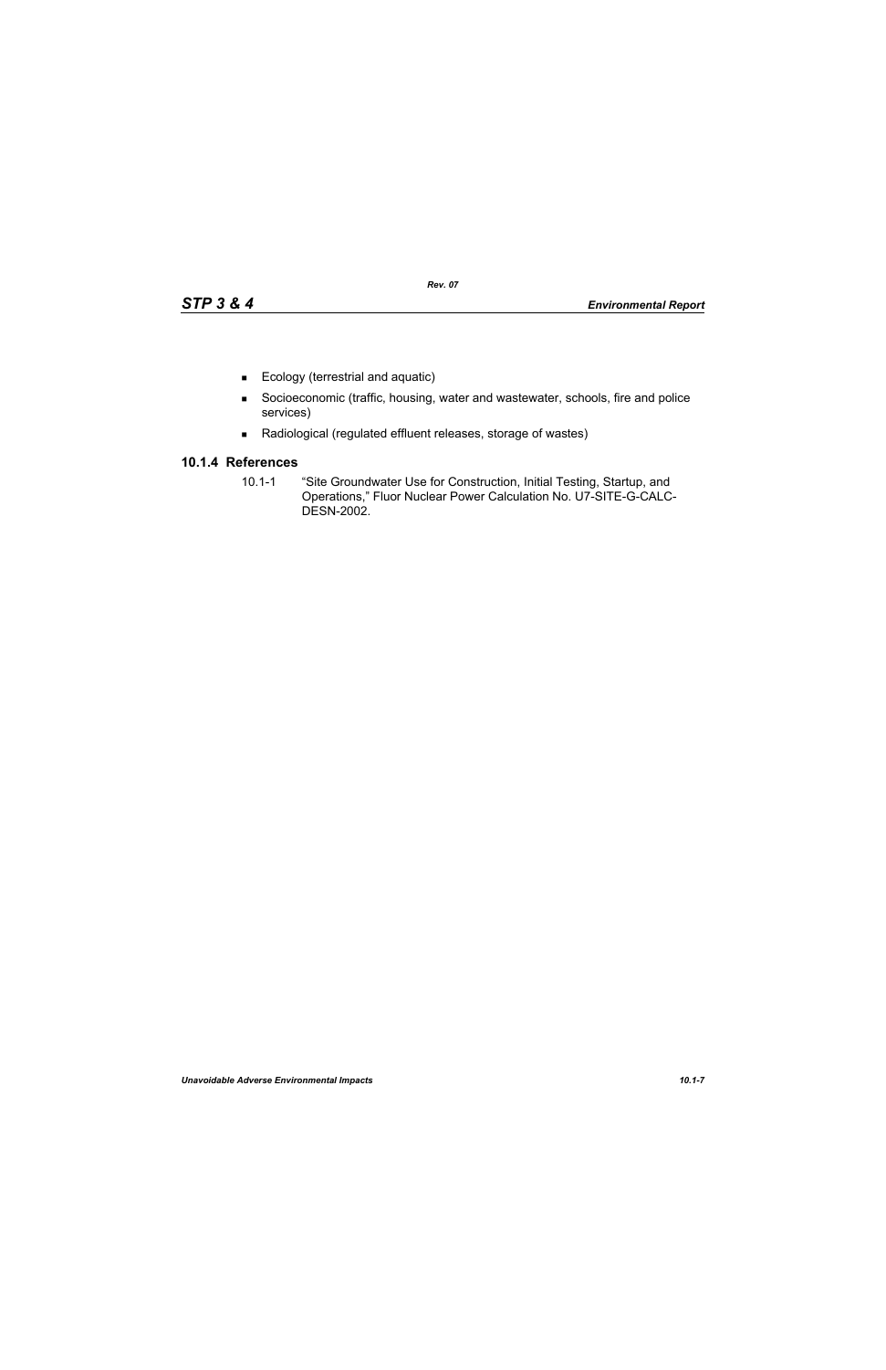- Ecology (terrestrial and aquatic)
- Socioeconomic (traffic, housing, water and wastewater, schools, fire and police services)
- Radiological (regulated effluent releases, storage of wastes)

### 10.1.4 References

10.1-1 "Site Groundwater Use for Construction, Initial Testing, Startup, and Operations," Fluor Nuclear Power Calculation No. U7-SITE-G-CALC-DESN-2002.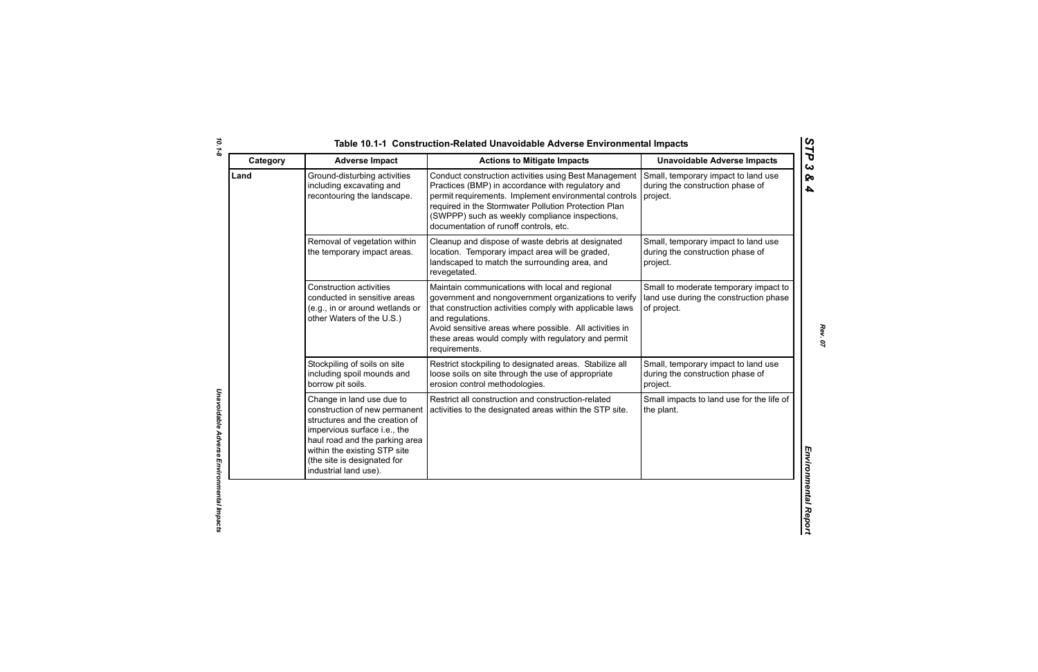# Table 10.1-1 Construction-Related Unavoidable Adverse Environmental Impacts

| Category | Adverse Impact | Actions to Mitigate Impacts | Unavoidable Adverse Impacts |
|---|---|---|---|
| **Land** | Ground-disturbing activities including excavating and recontouring the landscape. | Conduct construction activities using Best Management Practices (BMP) in accordance with regulatory and permit requirements. Implement environmental controls required in the Stormwater Pollution Protection Plan (SWPPP) such as weekly compliance inspections, documentation of runoff controls, etc. | Small, temporary impact to land use during the construction phase of project. |
| | Removal of vegetation within the temporary impact areas. | Cleanup and dispose of waste debris at designated location. Temporary impact area will be graded, landscaped to match the surrounding area, and revegetated. | Small, temporary impact to land use during the construction phase of project. |
| | Construction activities conducted in sensitive areas (e.g., in or around wetlands or other Waters of the U.S.) | Maintain communications with local and regional government and nongovernment organizations to verify that construction activities comply with applicable laws and regulations. Avoid sensitive areas where possible. All activities in these areas would comply with regulatory and permit requirements. | Small to moderate temporary impact to land use during the construction phase of project. |
| | Stockpiling of soils on site including spoil mounds and borrow pit soils. | Restrict stockpiling to designated areas. Stabilize all loose soils on site through the use of appropriate erosion control methodologies. | Small, temporary impact to land use during the construction phase of project. |
| | Change in land use due to construction of new permanent structures and the creation of impervious surface i.e., the haul road and the parking area within the existing STP site (the site is designated for industrial land use). | Restrict all construction and construction-related activities to the designated areas within the STP site. | Small impacts to land use for the life of the plant. |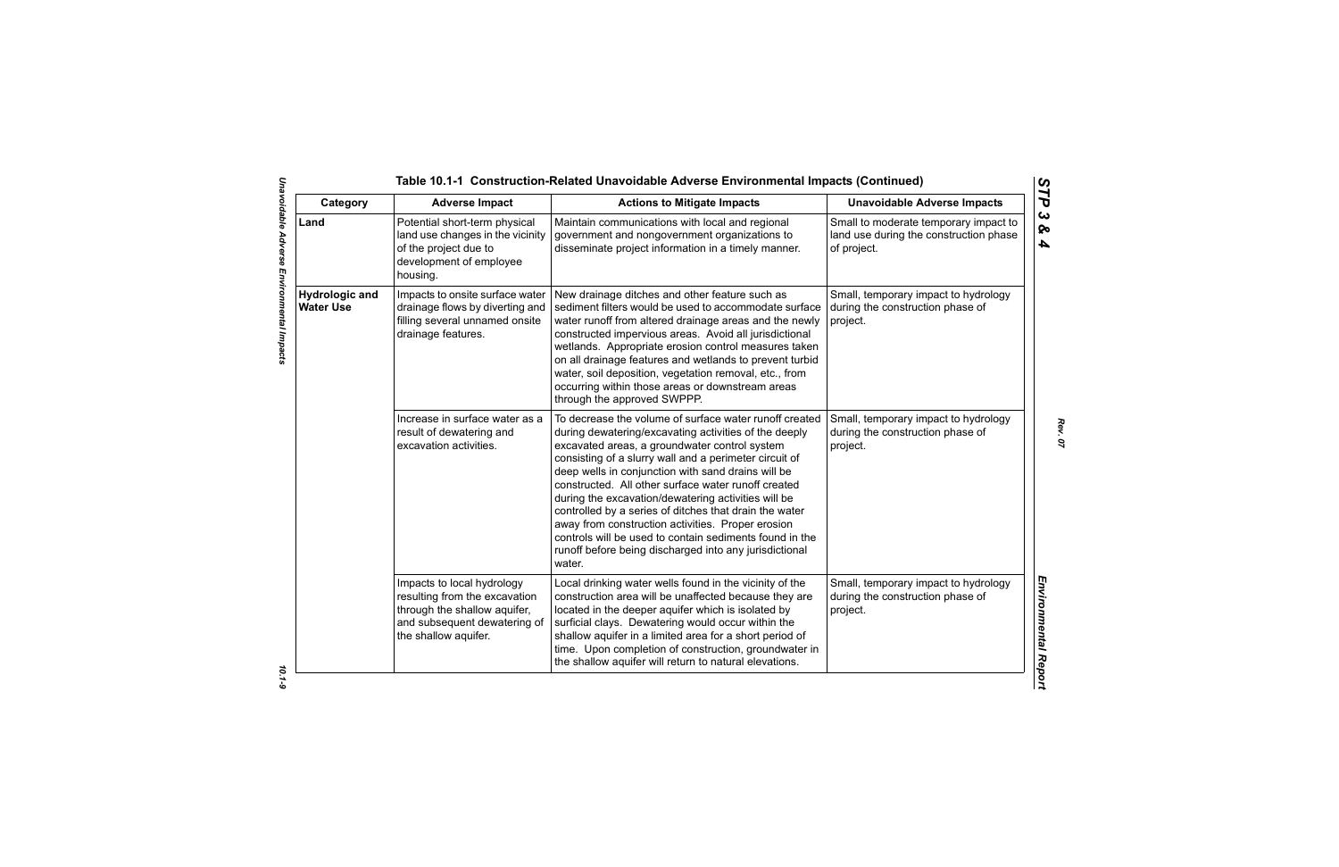## Table 10.1-1 Construction-Related Unavoidable Adverse Environmental Impacts (Continued)

| Category | Adverse Impact | Actions to Mitigate Impacts | Unavoidable Adverse Impacts |
|---|---|---|---|
| **Land** | Potential short-term physical land use changes in the vicinity of the project due to development of employee housing. | Maintain communications with local and regional government and nongovernment organizations to disseminate project information in a timely manner. | Small to moderate temporary impact to land use during the construction phase of project. |
| **Hydrologic and Water Use** | Impacts to onsite surface water drainage flows by diverting and filling several unnamed onsite drainage features. | New drainage ditches and other feature such as sediment filters would be used to accommodate surface water runoff from altered drainage areas and the newly constructed impervious areas. Avoid all jurisdictional wetlands. Appropriate erosion control measures taken on all drainage features and wetlands to prevent turbid water, soil deposition, vegetation removal, etc., from occurring within those areas or downstream areas through the approved SWPPP. | Small, temporary impact to hydrology during the construction phase of project. |
| | Increase in surface water as a result of dewatering and excavation activities. | To decrease the volume of surface water runoff created during dewatering/excavating activities of the deeply excavated areas, a groundwater control system consisting of a slurry wall and a perimeter circuit of deep wells in conjunction with sand drains will be constructed. All other surface water runoff created during the excavation/dewatering activities will be controlled by a series of ditches that drain the water away from construction activities. Proper erosion controls will be used to contain sediments found in the runoff before being discharged into any jurisdictional water. | Small, temporary impact to hydrology during the construction phase of project. |
| | Impacts to local hydrology resulting from the excavation through the shallow aquifer, and subsequent dewatering of the shallow aquifer. | Local drinking water wells found in the vicinity of the construction area will be unaffected because they are located in the deeper aquifer which is isolated by surficial clays. Dewatering would occur within the shallow aquifer in a limited area for a short period of time. Upon completion of construction, groundwater in the shallow aquifer will return to natural elevations. | Small, temporary impact to hydrology during the construction phase of project. |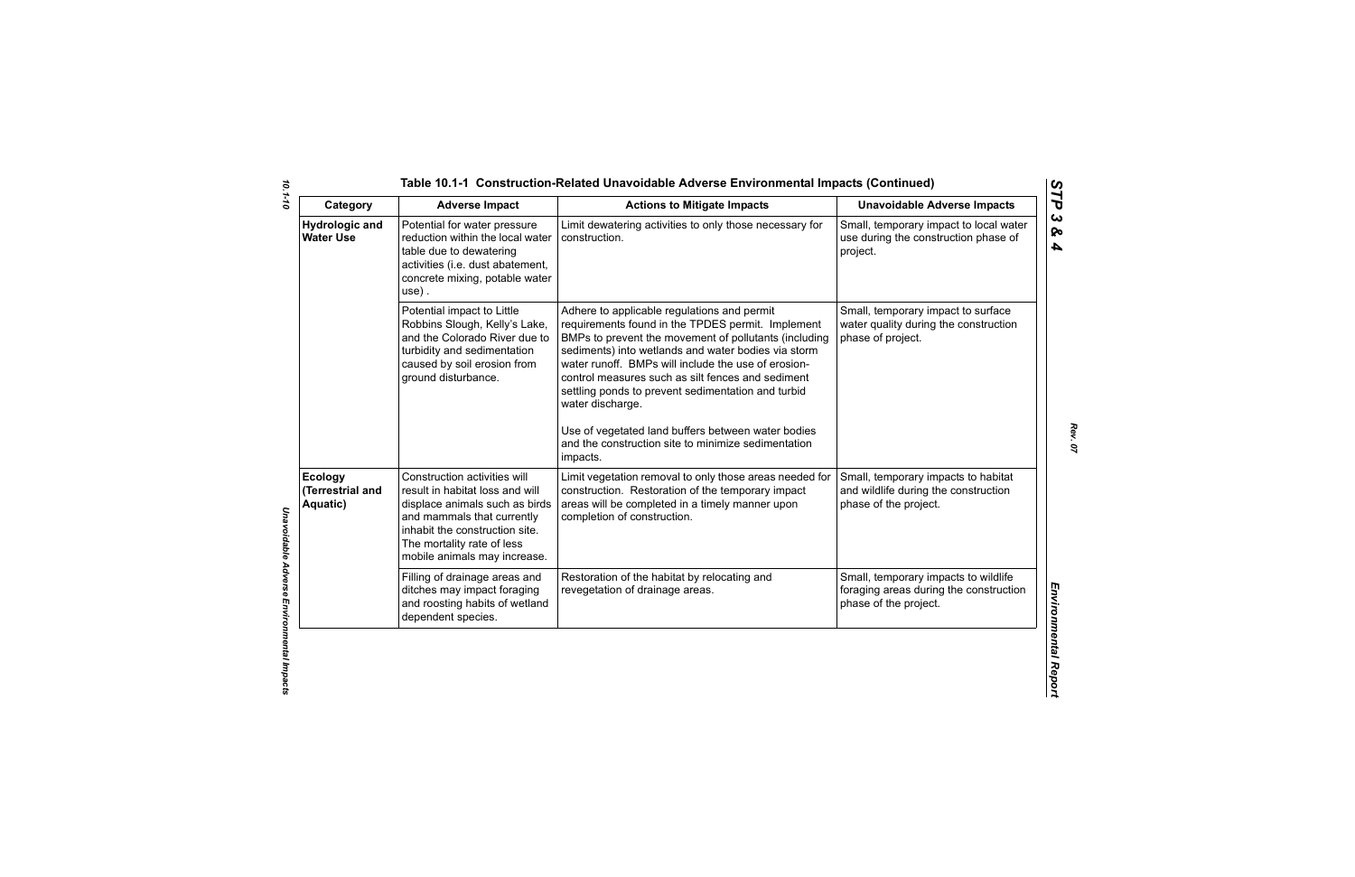**Table 10.1-1 Construction-Related Unavoidable Adverse Environmental Impacts (Continued)**

| Category | Adverse Impact | Actions to Mitigate Impacts | Unavoidable Adverse Impacts |
|---|---|---|---|
| **Hydrologic and Water Use** | Potential for water pressure reduction within the local water table due to dewatering activities (i.e. dust abatement, concrete mixing, potable water use) . | Limit dewatering activities to only those necessary for construction. | Small, temporary impact to local water use during the construction phase of project. |
| | Potential impact to Little Robbins Slough, Kelly's Lake, and the Colorado River due to turbidity and sedimentation caused by soil erosion from ground disturbance. | Adhere to applicable regulations and permit requirements found in the TPDES permit. Implement BMPs to prevent the movement of pollutants (including sediments) into wetlands and water bodies via storm water runoff. BMPs will include the use of erosion-control measures such as silt fences and sediment settling ponds to prevent sedimentation and turbid water discharge.<br><br>Use of vegetated land buffers between water bodies and the construction site to minimize sedimentation impacts. | Small, temporary impact to surface water quality during the construction phase of project. |
| **Ecology (Terrestrial and Aquatic)** | Construction activities will result in habitat loss and will displace animals such as birds and mammals that currently inhabit the construction site. The mortality rate of less mobile animals may increase. | Limit vegetation removal to only those areas needed for construction. Restoration of the temporary impact areas will be completed in a timely manner upon completion of construction. | Small, temporary impacts to habitat and wildlife during the construction phase of the project. |
| | Filling of drainage areas and ditches may impact foraging and roosting habits of wetland dependent species. | Restoration of the habitat by relocating and revegetation of drainage areas. | Small, temporary impacts to wildlife foraging areas during the construction phase of the project. |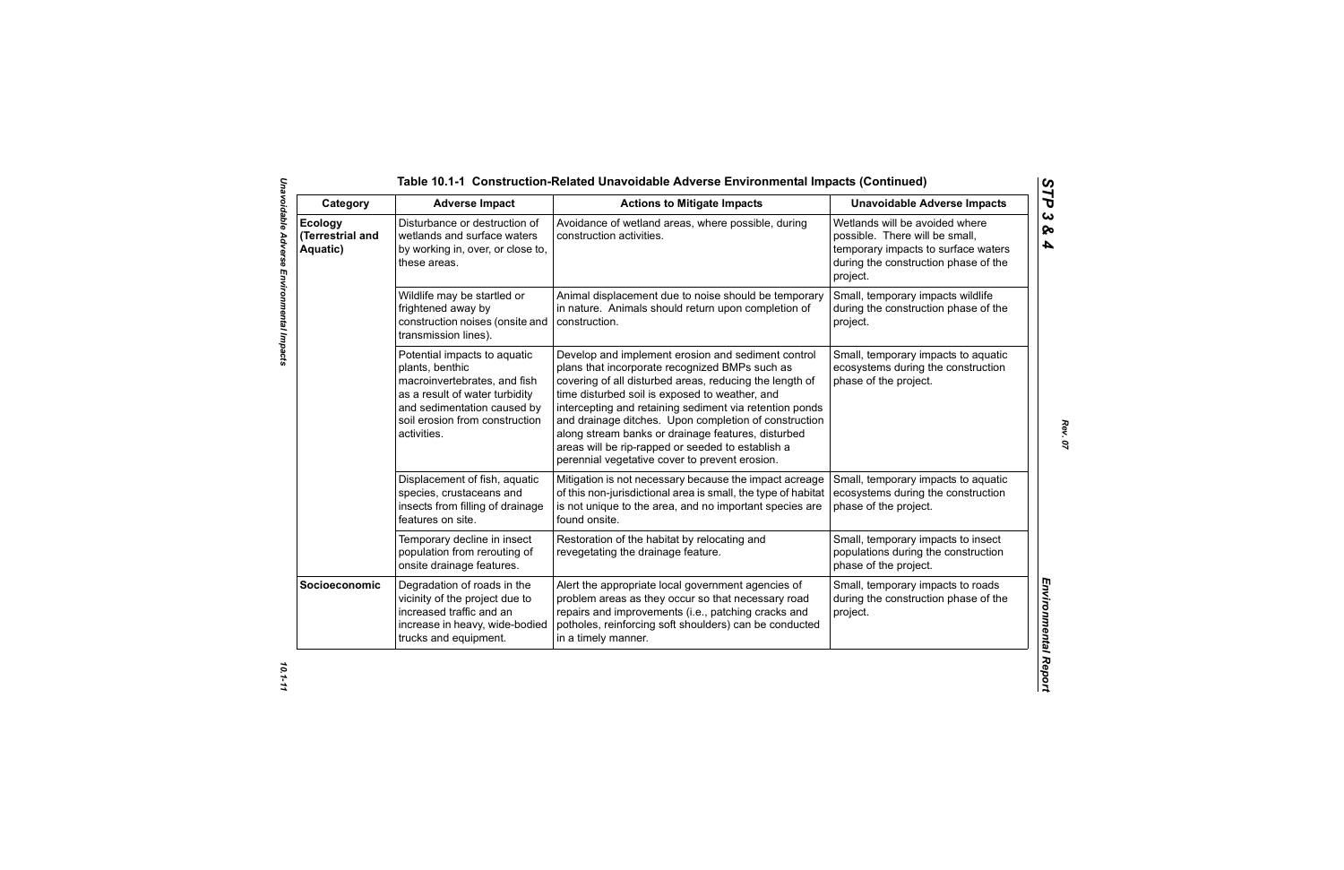## Table 10.1-1 Construction-Related Unavoidable Adverse Environmental Impacts (Continued)

| Category | Adverse Impact | Actions to Mitigate Impacts | Unavoidable Adverse Impacts |
|---|---|---|---|
| **Ecology (Terrestrial and Aquatic)** | Disturbance or destruction of wetlands and surface waters by working in, over, or close to, these areas. | Avoidance of wetland areas, where possible, during construction activities. | Wetlands will be avoided where possible. There will be small, temporary impacts to surface waters during the construction phase of the project. |
| | Wildlife may be startled or frightened away by construction noises (onsite and transmission lines). | Animal displacement due to noise should be temporary in nature. Animals should return upon completion of construction. | Small, temporary impacts wildlife during the construction phase of the project. |
| | Potential impacts to aquatic plants, benthic macroinvertebrates, and fish as a result of water turbidity and sedimentation caused by soil erosion from construction activities. | Develop and implement erosion and sediment control plans that incorporate recognized BMPs such as covering of all disturbed areas, reducing the length of time disturbed soil is exposed to weather, and intercepting and retaining sediment via retention ponds and drainage ditches. Upon completion of construction along stream banks or drainage features, disturbed areas will be rip-rapped or seeded to establish a perennial vegetative cover to prevent erosion. | Small, temporary impacts to aquatic ecosystems during the construction phase of the project. |
| | Displacement of fish, aquatic species, crustaceans and insects from filling of drainage features on site. | Mitigation is not necessary because the impact acreage of this non-jurisdictional area is small, the type of habitat is not unique to the area, and no important species are found onsite. | Small, temporary impacts to aquatic ecosystems during the construction phase of the project. |
| | Temporary decline in insect population from rerouting of onsite drainage features. | Restoration of the habitat by relocating and revegetating the drainage feature. | Small, temporary impacts to insect populations during the construction phase of the project. |
| **Socioeconomic** | Degradation of roads in the vicinity of the project due to increased traffic and an increase in heavy, wide-bodied trucks and equipment. | Alert the appropriate local government agencies of problem areas as they occur so that necessary road repairs and improvements (i.e., patching cracks and potholes, reinforcing soft shoulders) can be conducted in a timely manner. | Small, temporary impacts to roads during the construction phase of the project. |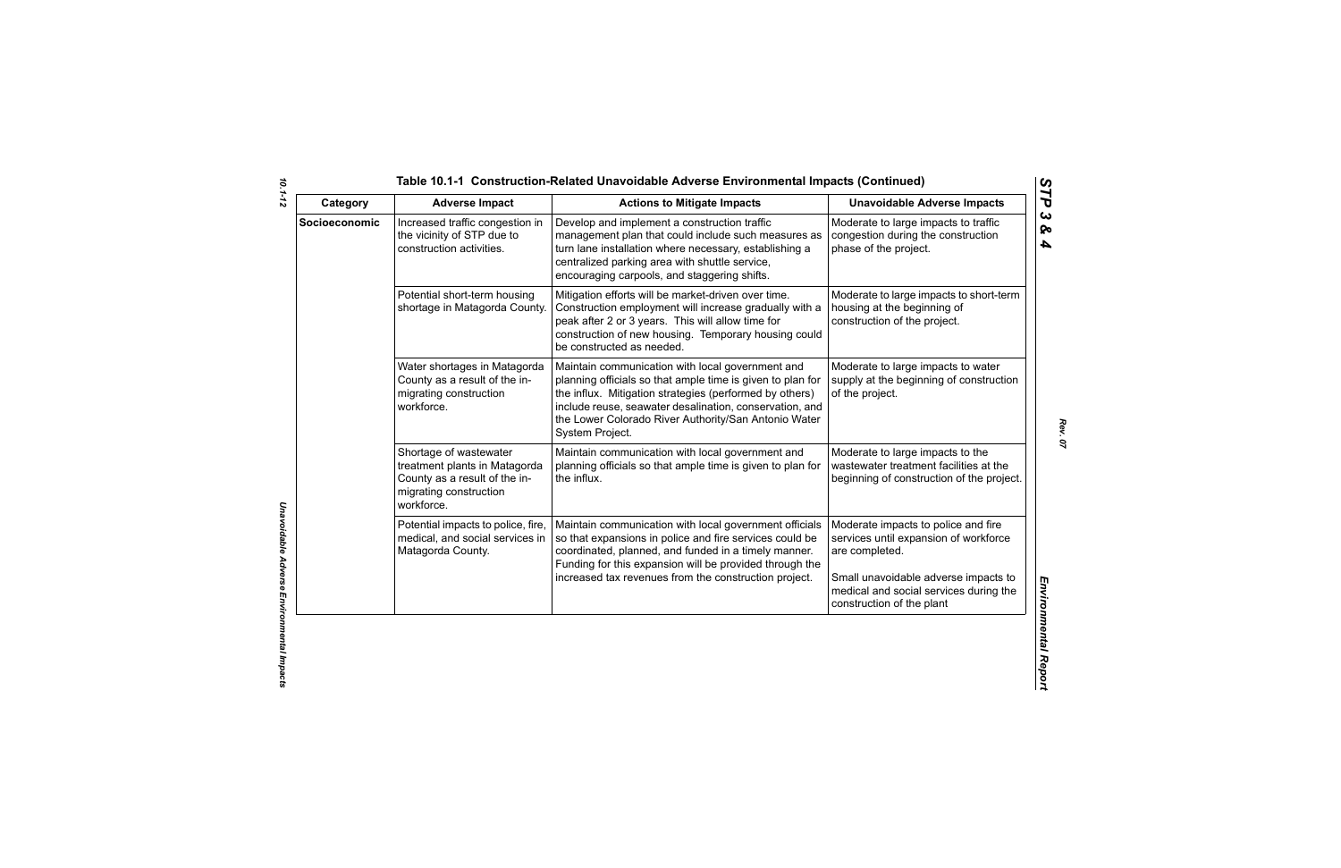## Table 10.1-1 Construction-Related Unavoidable Adverse Environmental Impacts (Continued)

| Category | Adverse Impact | Actions to Mitigate Impacts | Unavoidable Adverse Impacts |
|---|---|---|---|
| **Socioeconomic** | Increased traffic congestion in the vicinity of STP due to construction activities. | Develop and implement a construction traffic management plan that could include such measures as turn lane installation where necessary, establishing a centralized parking area with shuttle service, encouraging carpools, and staggering shifts. | Moderate to large impacts to traffic congestion during the construction phase of the project. |
| | Potential short-term housing shortage in Matagorda County. | Mitigation efforts will be market-driven over time. Construction employment will increase gradually with a peak after 2 or 3 years. This will allow time for construction of new housing. Temporary housing could be constructed as needed. | Moderate to large impacts to short-term housing at the beginning of construction of the project. |
| | Water shortages in Matagorda County as a result of the in-migrating construction workforce. | Maintain communication with local government and planning officials so that ample time is given to plan for the influx. Mitigation strategies (performed by others) include reuse, seawater desalination, conservation, and the Lower Colorado River Authority/San Antonio Water System Project. | Moderate to large impacts to water supply at the beginning of construction of the project. |
| | Shortage of wastewater treatment plants in Matagorda County as a result of the in-migrating construction workforce. | Maintain communication with local government and planning officials so that ample time is given to plan for the influx. | Moderate to large impacts to the wastewater treatment facilities at the beginning of construction of the project. |
| | Potential impacts to police, fire, medical, and social services in Matagorda County. | Maintain communication with local government officials so that expansions in police and fire services could be coordinated, planned, and funded in a timely manner. Funding for this expansion will be provided through the increased tax revenues from the construction project. | Moderate impacts to police and fire services until expansion of workforce are completed.<br><br>Small unavoidable adverse impacts to medical and social services during the construction of the plant |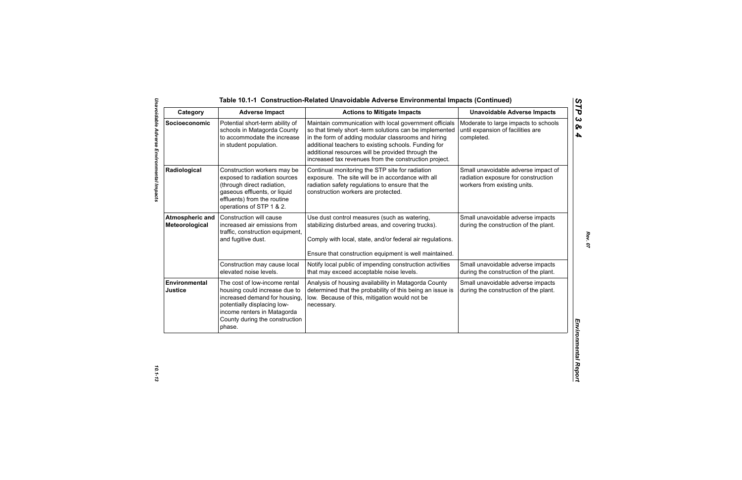# Table 10.1-1 Construction-Related Unavoidable Adverse Environmental Impacts (Continued)

| Category | Adverse Impact | Actions to Mitigate Impacts | Unavoidable Adverse Impacts |
|---|---|---|---|
| **Socioeconomic** | Potential short-term ability of schools in Matagorda County to accommodate the increase in student population. | Maintain communication with local government officials so that timely short -term solutions can be implemented in the form of adding modular classrooms and hiring additional teachers to existing schools. Funding for additional resources will be provided through the increased tax revenues from the construction project. | Moderate to large impacts to schools until expansion of facilities are completed. |
| **Radiological** | Construction workers may be exposed to radiation sources (through direct radiation, gaseous effluents, or liquid effluents) from the routine operations of STP 1 & 2. | Continual monitoring the STP site for radiation exposure. The site will be in accordance with all radiation safety regulations to ensure that the construction workers are protected. | Small unavoidable adverse impact of radiation exposure for construction workers from existing units. |
| **Atmospheric and Meteorological** | Construction will cause increased air emissions from traffic, construction equipment, and fugitive dust. | Use dust control measures (such as watering, stabilizing disturbed areas, and covering trucks). Comply with local, state, and/or federal air regulations. Ensure that construction equipment is well maintained. | Small unavoidable adverse impacts during the construction of the plant. |
| | Construction may cause local elevated noise levels. | Notify local public of impending construction activities that may exceed acceptable noise levels. | Small unavoidable adverse impacts during the construction of the plant. |
| **Environmental Justice** | The cost of low-income rental housing could increase due to increased demand for housing, potentially displacing low-income renters in Matagorda County during the construction phase. | Analysis of housing availability in Matagorda County determined that the probability of this being an issue is low. Because of this, mitigation would not be necessary. | Small unavoidable adverse impacts during the construction of the plant. |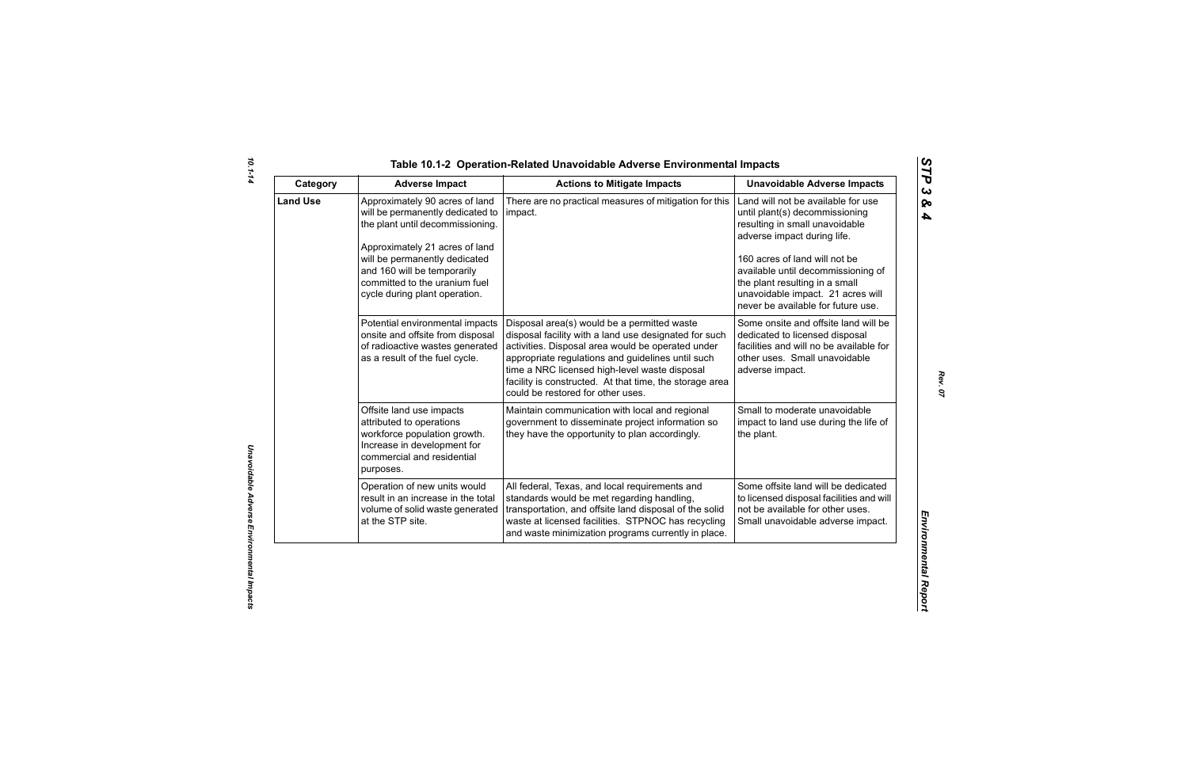## Table 10.1-2 Operation-Related Unavoidable Adverse Environmental Impacts

| Category | Adverse Impact | Actions to Mitigate Impacts | Unavoidable Adverse Impacts |
|---|---|---|---|
| **Land Use** | Approximately 90 acres of land will be permanently dedicated to the plant until decommissioning.<br><br>Approximately 21 acres of land will be permanently dedicated and 160 will be temporarily committed to the uranium fuel cycle during plant operation. | There are no practical measures of mitigation for this impact. | Land will not be available for use until plant(s) decommissioning resulting in small unavoidable adverse impact during life.<br><br>160 acres of land will not be available until decommissioning of the plant resulting in a small unavoidable impact. 21 acres will never be available for future use. |
| | Potential environmental impacts onsite and offsite from disposal of radioactive wastes generated as a result of the fuel cycle. | Disposal area(s) would be a permitted waste disposal facility with a land use designated for such activities. Disposal area would be operated under appropriate regulations and guidelines until such time a NRC licensed high-level waste disposal facility is constructed. At that time, the storage area could be restored for other uses. | Some onsite and offsite land will be dedicated to licensed disposal facilities and will no be available for other uses. Small unavoidable adverse impact. |
| | Offsite land use impacts attributed to operations workforce population growth. Increase in development for commercial and residential purposes. | Maintain communication with local and regional government to disseminate project information so they have the opportunity to plan accordingly. | Small to moderate unavoidable impact to land use during the life of the plant. |
| | Operation of new units would result in an increase in the total volume of solid waste generated at the STP site. | All federal, Texas, and local requirements and standards would be met regarding handling, transportation, and offsite land disposal of the solid waste at licensed facilities. STPNOC has recycling and waste minimization programs currently in place. | Some offsite land will be dedicated to licensed disposal facilities and will not be available for other uses. Small unavoidable adverse impact. |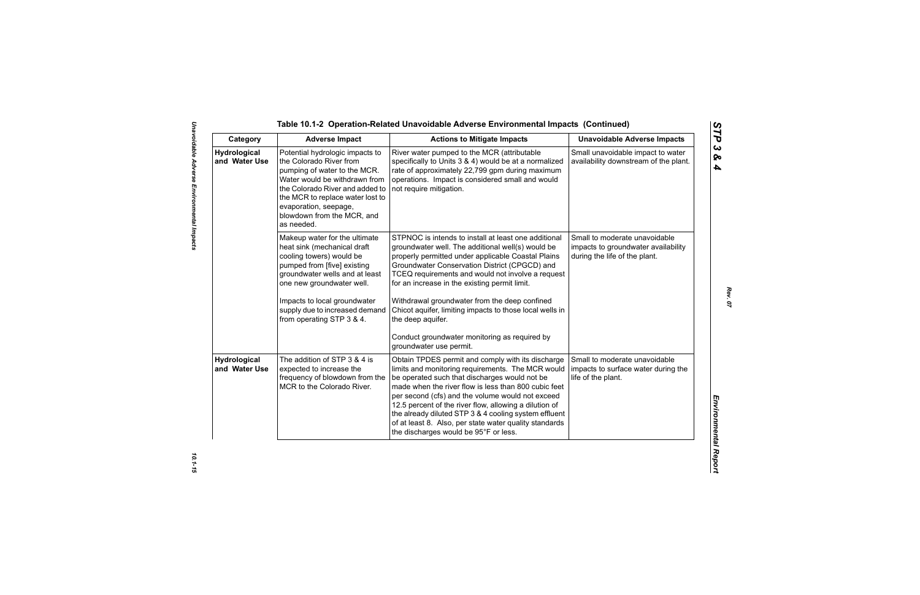## Table 10.1-2 Operation-Related Unavoidable Adverse Environmental Impacts (Continued)

| Category | Adverse Impact | Actions to Mitigate Impacts | Unavoidable Adverse Impacts |
|---|---|---|---|
| **Hydrological and Water Use** | Potential hydrologic impacts to the Colorado River from pumping of water to the MCR. Water would be withdrawn from the Colorado River and added to the MCR to replace water lost to evaporation, seepage, blowdown from the MCR, and as needed. | River water pumped to the MCR (attributable specifically to Units 3 & 4) would be at a normalized rate of approximately 22,799 gpm during maximum operations. Impact is considered small and would not require mitigation. | Small unavoidable impact to water availability downstream of the plant. |
| | Makeup water for the ultimate heat sink (mechanical draft cooling towers) would be pumped from [five] existing groundwater wells and at least one new groundwater well.<br><br>Impacts to local groundwater supply due to increased demand from operating STP 3 & 4. | STPNOC is intends to install at least one additional groundwater well. The additional well(s) would be properly permitted under applicable Coastal Plains Groundwater Conservation District (CPGCD) and TCEQ requirements and would not involve a request for an increase in the existing permit limit.<br><br>Withdrawal groundwater from the deep confined Chicot aquifer, limiting impacts to those local wells in the deep aquifer.<br><br>Conduct groundwater monitoring as required by groundwater use permit. | Small to moderate unavoidable impacts to groundwater availability during the life of the plant. |
| **Hydrological and Water Use** | The addition of STP 3 & 4 is expected to increase the frequency of blowdown from the MCR to the Colorado River. | Obtain TPDES permit and comply with its discharge limits and monitoring requirements. The MCR would be operated such that discharges would not be made when the river flow is less than 800 cubic feet per second (cfs) and the volume would not exceed 12.5 percent of the river flow, allowing a dilution of the already diluted STP 3 & 4 cooling system effluent of at least 8. Also, per state water quality standards the discharges would be 95°F or less. | Small to moderate unavoidable impacts to surface water during the life of the plant. |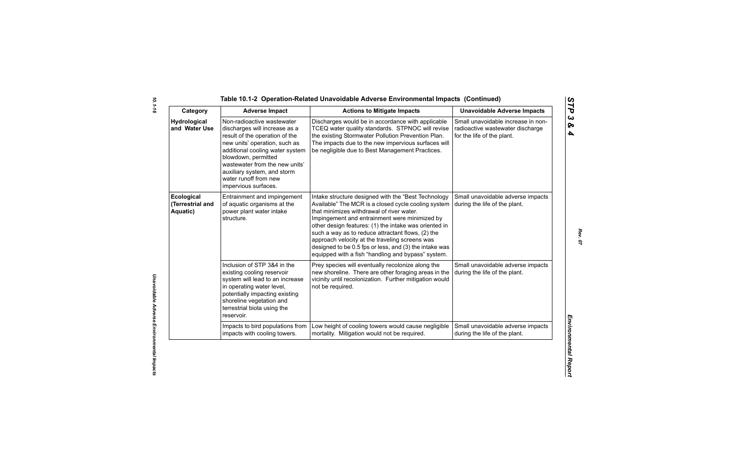## Table 10.1-2 Operation-Related Unavoidable Adverse Environmental Impacts (Continued)

| Category | Adverse Impact | Actions to Mitigate Impacts | Unavoidable Adverse Impacts |
|---|---|---|---|
| **Hydrological and Water Use** | Non-radioactive wastewater discharges will increase as a result of the operation of the new units' operation, such as additional cooling water system blowdown, permitted wastewater from the new units' auxiliary system, and storm water runoff from new impervious surfaces. | Discharges would be in accordance with applicable TCEQ water quality standards. STPNOC will revise the existing Stormwater Pollution Prevention Plan. The impacts due to the new impervious surfaces will be negligible due to Best Management Practices. | Small unavoidable increase in non-radioactive wastewater discharge for the life of the plant. |
| **Ecological (Terrestrial and Aquatic)** | Entrainment and impingement of aquatic organisms at the power plant water intake structure. | Intake structure designed with the "Best Technology Available" The MCR is a closed cycle cooling system that minimizes withdrawal of river water. Impingement and entrainment were minimized by other design features: (1) the intake was oriented in such a way as to reduce attractant flows, (2) the approach velocity at the traveling screens was designed to be 0.5 fps or less, and (3) the intake was equipped with a fish "handling and bypass" system. | Small unavoidable adverse impacts during the life of the plant. |
| | Inclusion of STP 3&4 in the existing cooling reservoir system will lead to an increase in operating water level, potentially impacting existing shoreline vegetation and terrestrial biota using the reservoir. | Prey species will eventually recolonize along the new shoreline. There are other foraging areas in the vicinity until recolonization. Further mitigation would not be required. | Small unavoidable adverse impacts during the life of the plant. |
| | Impacts to bird populations from impacts with cooling towers. | Low height of cooling towers would cause negligible mortality. Mitigation would not be required. | Small unavoidable adverse impacts during the life of the plant. |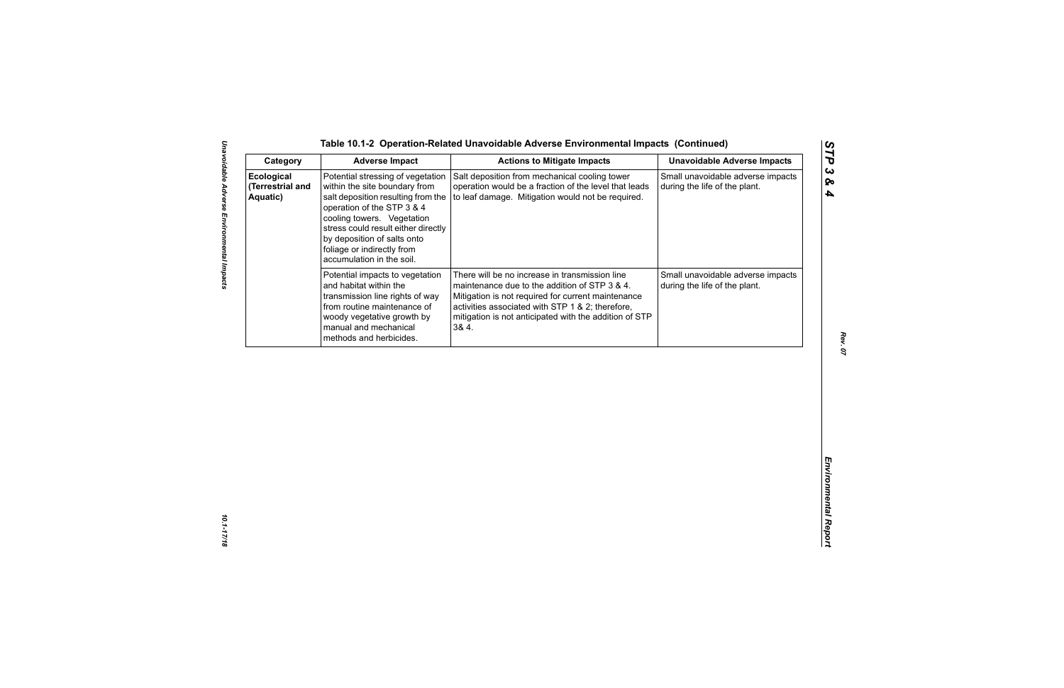## Table 10.1-2 Operation-Related Unavoidable Adverse Environmental Impacts (Continued)

| Category | Adverse Impact | Actions to Mitigate Impacts | Unavoidable Adverse Impacts |
|---|---|---|---|
| **Ecological (Terrestrial and Aquatic)** | Potential stressing of vegetation within the site boundary from salt deposition resulting from the operation of the STP 3 & 4 cooling towers. Vegetation stress could result either directly by deposition of salts onto foliage or indirectly from accumulation in the soil. | Salt deposition from mechanical cooling tower operation would be a fraction of the level that leads to leaf damage. Mitigation would not be required. | Small unavoidable adverse impacts during the life of the plant. |
| | Potential impacts to vegetation and habitat within the transmission line rights of way from routine maintenance of woody vegetative growth by manual and mechanical methods and herbicides. | There will be no increase in transmission line maintenance due to the addition of STP 3 & 4. Mitigation is not required for current maintenance activities associated with STP 1 & 2; therefore, mitigation is not anticipated with the addition of STP 3& 4. | Small unavoidable adverse impacts during the life of the plant. |